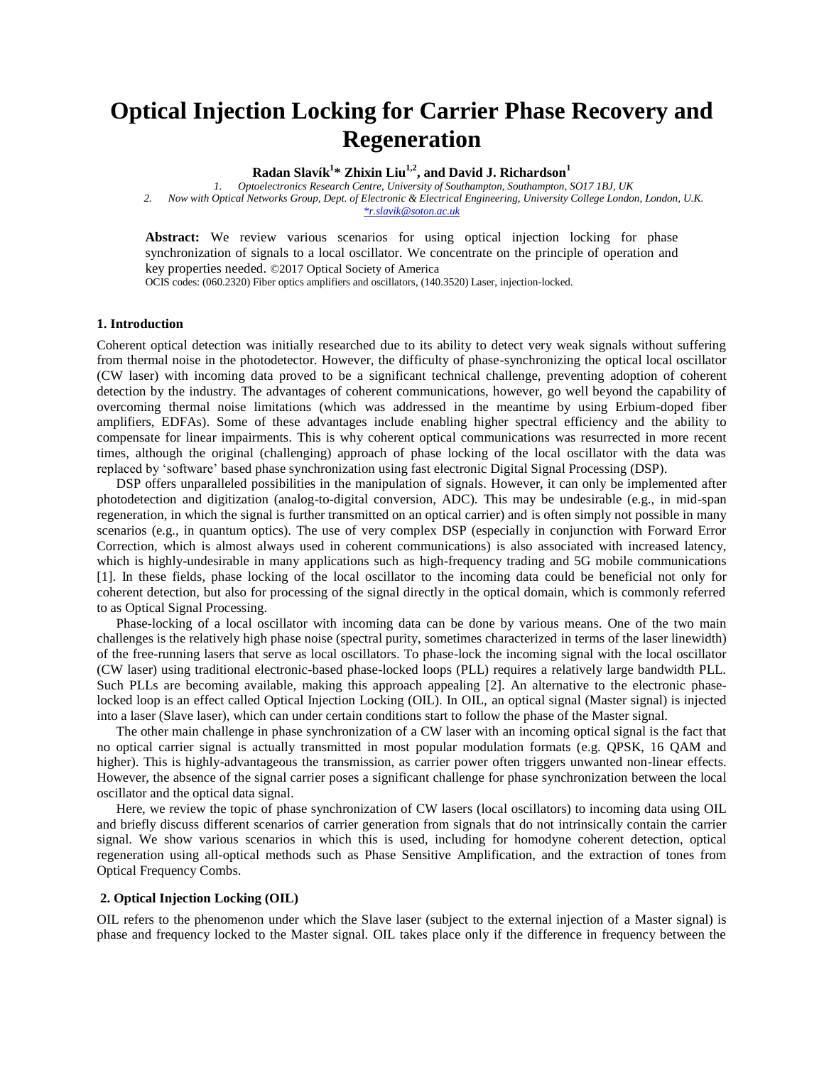# Optical Injection Locking for Carrier Phase Recovery and Regeneration

**Radan Slavík[1]* Zhixin Liu[1,2], and David J. Richardson[1]**

*1. Optoelectronics Research Centre, University of Southampton, Southampton, SO17 1BJ, UK*
*2. Now with Optical Networks Group, Dept. of Electronic & Electrical Engineering, University College London, London, U.K.*
*r.slavik@soton.ac.uk

**Abstract:** We review various scenarios for using optical injection locking for phase synchronization of signals to a local oscillator. We concentrate on the principle of operation and key properties needed. ©2017 Optical Society of America

OCIS codes: (060.2320) Fiber optics amplifiers and oscillators, (140.3520) Laser, injection-locked.

## 1. Introduction

Coherent optical detection was initially researched due to its ability to detect very weak signals without suffering from thermal noise in the photodetector. However, the difficulty of phase-synchronizing the optical local oscillator (CW laser) with incoming data proved to be a significant technical challenge, preventing adoption of coherent detection by the industry. The advantages of coherent communications, however, go well beyond the capability of overcoming thermal noise limitations (which was addressed in the meantime by using Erbium-doped fiber amplifiers, EDFAs). Some of these advantages include enabling higher spectral efficiency and the ability to compensate for linear impairments. This is why coherent optical communications was resurrected in more recent times, although the original (challenging) approach of phase locking of the local oscillator with the data was replaced by 'software' based phase synchronization using fast electronic Digital Signal Processing (DSP).

DSP offers unparalleled possibilities in the manipulation of signals. However, it can only be implemented after photodetection and digitization (analog-to-digital conversion, ADC). This may be undesirable (e.g., in mid-span regeneration, in which the signal is further transmitted on an optical carrier) and is often simply not possible in many scenarios (e.g., in quantum optics). The use of very complex DSP (especially in conjunction with Forward Error Correction, which is almost always used in coherent communications) is also associated with increased latency, which is highly-undesirable in many applications such as high-frequency trading and 5G mobile communications [1]. In these fields, phase locking of the local oscillator to the incoming data could be beneficial not only for coherent detection, but also for processing of the signal directly in the optical domain, which is commonly referred to as Optical Signal Processing.

Phase-locking of a local oscillator with incoming data can be done by various means. One of the two main challenges is the relatively high phase noise (spectral purity, sometimes characterized in terms of the laser linewidth) of the free-running lasers that serve as local oscillators. To phase-lock the incoming signal with the local oscillator (CW laser) using traditional electronic-based phase-locked loops (PLL) requires a relatively large bandwidth PLL. Such PLLs are becoming available, making this approach appealing [2]. An alternative to the electronic phase-locked loop is an effect called Optical Injection Locking (OIL). In OIL, an optical signal (Master signal) is injected into a laser (Slave laser), which can under certain conditions start to follow the phase of the Master signal.

The other main challenge in phase synchronization of a CW laser with an incoming optical signal is the fact that no optical carrier signal is actually transmitted in most popular modulation formats (e.g. QPSK, 16 QAM and higher). This is highly-advantageous the transmission, as carrier power often triggers unwanted non-linear effects. However, the absence of the signal carrier poses a significant challenge for phase synchronization between the local oscillator and the optical data signal.

Here, we review the topic of phase synchronization of CW lasers (local oscillators) to incoming data using OIL and briefly discuss different scenarios of carrier generation from signals that do not intrinsically contain the carrier signal. We show various scenarios in which this is used, including for homodyne coherent detection, optical regeneration using all-optical methods such as Phase Sensitive Amplification, and the extraction of tones from Optical Frequency Combs.

## 2. Optical Injection Locking (OIL)

OIL refers to the phenomenon under which the Slave laser (subject to the external injection of a Master signal) is phase and frequency locked to the Master signal. OIL takes place only if the difference in frequency between the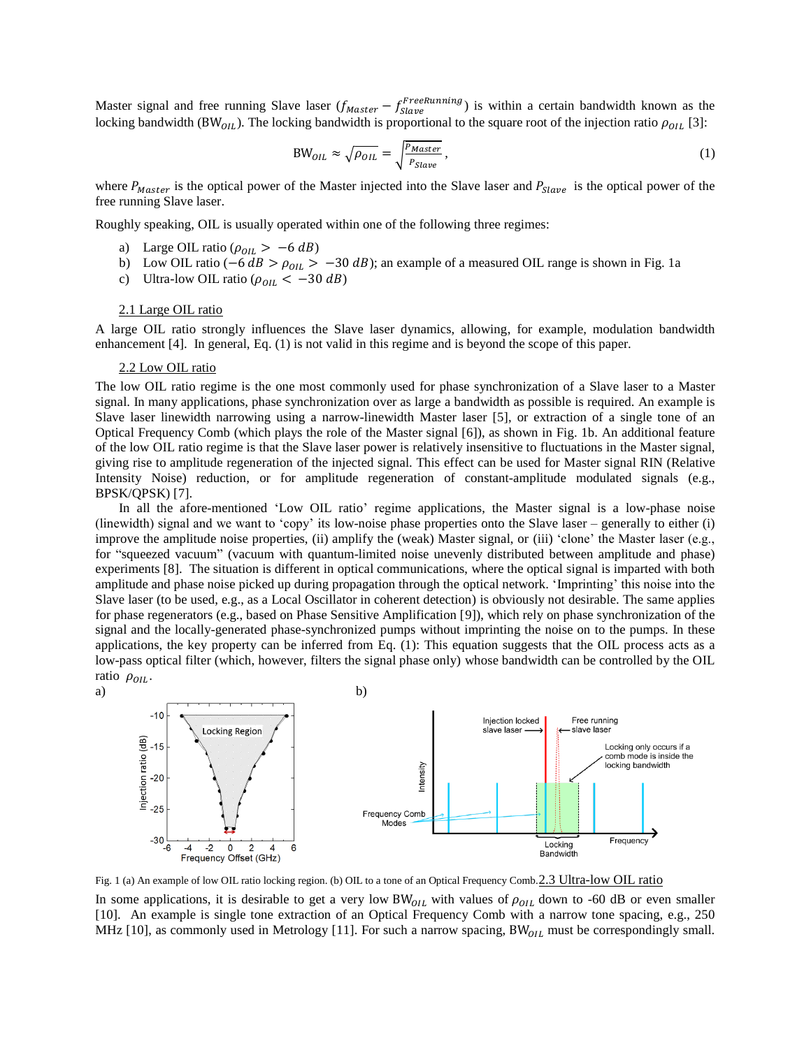Master signal and free running Slave laser ($f_{Master} - f_{Slave}^{FreeRunning}$) is within a certain bandwidth known as the locking bandwidth ($\text{BW}_{OIL}$). The locking bandwidth is proportional to the square root of the injection ratio $\rho_{OIL}$ [3]:

$$\text{BW}_{OIL} \approx \sqrt{\rho_{OIL}} = \sqrt{\frac{P_{Master}}{P_{Slave}}}, \tag{1}$$

where $P_{Master}$ is the optical power of the Master injected into the Slave laser and $P_{Slave}$ is the optical power of the free running Slave laser.

Roughly speaking, OIL is usually operated within one of the following three regimes:

a) Large OIL ratio ($\rho_{OIL} > -6\ dB$)
b) Low OIL ratio ($-6\ dB > \rho_{OIL} > -30\ dB$); an example of a measured OIL range is shown in Fig. 1a
c) Ultra-low OIL ratio ($\rho_{OIL} < -30\ dB$)

### 2.1 Large OIL ratio

A large OIL ratio strongly influences the Slave laser dynamics, allowing, for example, modulation bandwidth enhancement [4]. In general, Eq. (1) is not valid in this regime and is beyond the scope of this paper.

### 2.2 Low OIL ratio

The low OIL ratio regime is the one most commonly used for phase synchronization of a Slave laser to a Master signal. In many applications, phase synchronization over as large a bandwidth as possible is required. An example is Slave laser linewidth narrowing using a narrow-linewidth Master laser [5], or extraction of a single tone of an Optical Frequency Comb (which plays the role of the Master signal [6]), as shown in Fig. 1b. An additional feature of the low OIL ratio regime is that the Slave laser power is relatively insensitive to fluctuations in the Master signal, giving rise to amplitude regeneration of the injected signal. This effect can be used for Master signal RIN (Relative Intensity Noise) reduction, or for amplitude regeneration of constant-amplitude modulated signals (e.g., BPSK/QPSK) [7].

In all the afore-mentioned 'Low OIL ratio' regime applications, the Master signal is a low-phase noise (linewidth) signal and we want to 'copy' its low-noise phase properties onto the Slave laser – generally to either (i) improve the amplitude noise properties, (ii) amplify the (weak) Master signal, or (iii) 'clone' the Master laser (e.g., for "squeezed vacuum" (vacuum with quantum-limited noise unevenly distributed between amplitude and phase) experiments [8]. The situation is different in optical communications, where the optical signal is imparted with both amplitude and phase noise picked up during propagation through the optical network. 'Imprinting' this noise into the Slave laser (to be used, e.g., as a Local Oscillator in coherent detection) is obviously not desirable. The same applies for phase regenerators (e.g., based on Phase Sensitive Amplification [9]), which rely on phase synchronization of the signal and the locally-generated phase-synchronized pumps without imprinting the noise on to the pumps. In these applications, the key property can be inferred from Eq. (1): This equation suggests that the OIL process acts as a low-pass optical filter (which, however, filters the signal phase only) whose bandwidth can be controlled by the OIL ratio $\rho_{OIL}$.

a) b)

Fig. 1 (a) An example of low OIL ratio locking region. (b) OIL to a tone of an Optical Frequency Comb.

### 2.3 Ultra-low OIL ratio

In some applications, it is desirable to get a very low $\text{BW}_{OIL}$ with values of $\rho_{OIL}$ down to -60 dB or even smaller [10]. An example is single tone extraction of an Optical Frequency Comb with a narrow tone spacing, e.g., 250 MHz [10], as commonly used in Metrology [11]. For such a narrow spacing, $\text{BW}_{OIL}$ must be correspondingly small.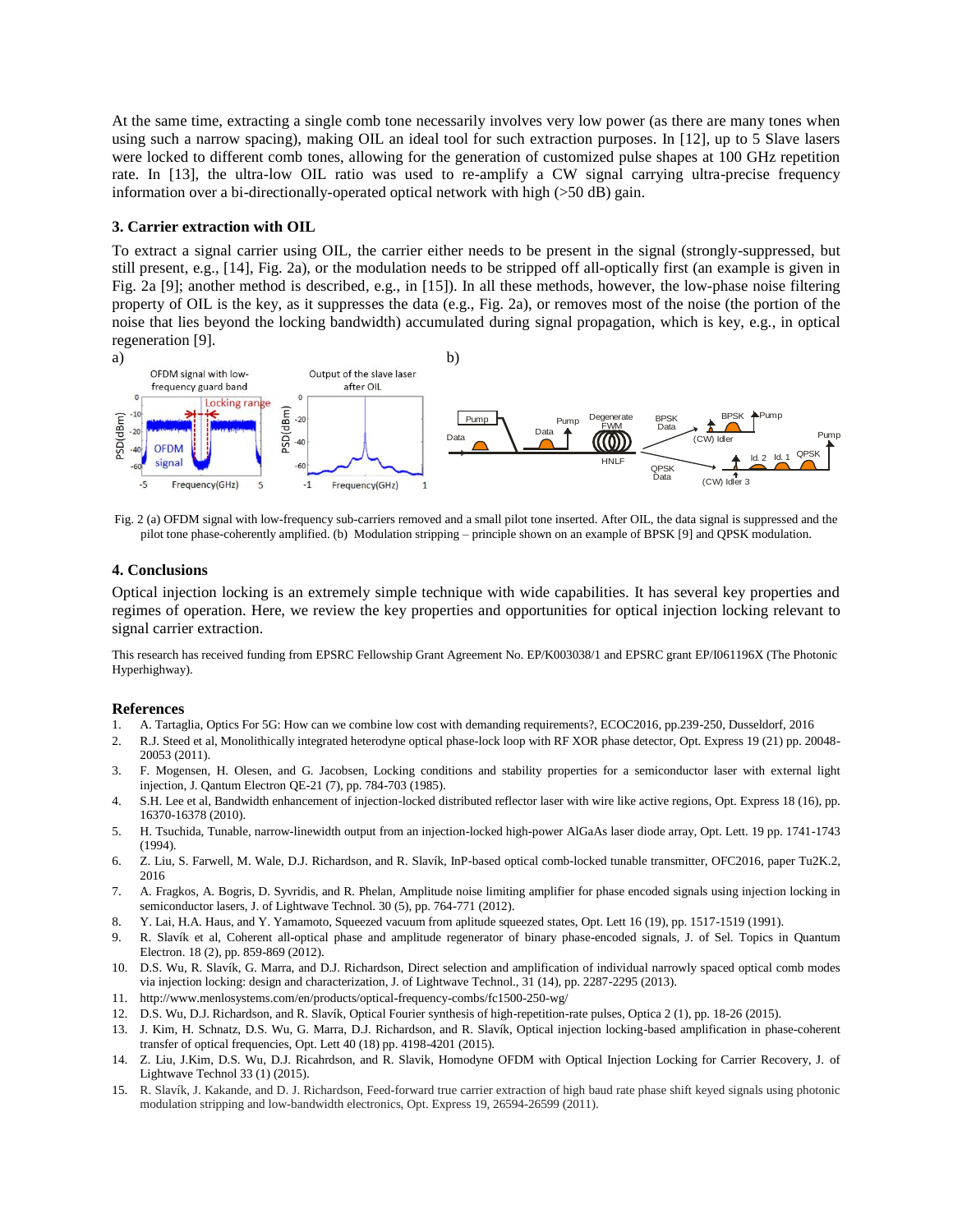At the same time, extracting a single comb tone necessarily involves very low power (as there are many tones when using such a narrow spacing), making OIL an ideal tool for such extraction purposes. In [12], up to 5 Slave lasers were locked to different comb tones, allowing for the generation of customized pulse shapes at 100 GHz repetition rate. In [13], the ultra-low OIL ratio was used to re-amplify a CW signal carrying ultra-precise frequency information over a bi-directionally-operated optical network with high (>50 dB) gain.

### 3. Carrier extraction with OIL

To extract a signal carrier using OIL, the carrier either needs to be present in the signal (strongly-suppressed, but still present, e.g., [14], Fig. 2a), or the modulation needs to be stripped off all-optically first (an example is given in Fig. 2a [9]; another method is described, e.g., in [15]). In all these methods, however, the low-phase noise filtering property of OIL is the key, as it suppresses the data (e.g., Fig. 2a), or removes most of the noise (the portion of the noise that lies beyond the locking bandwidth) accumulated during signal propagation, which is key, e.g., in optical regeneration [9].

a)

OFDM signal with low-frequency guard band

Locking range

OFDM signal

PSD(dBm)

0
-10
-20
-40
-60

-5 Frequency(GHz) 5

Output of the slave laser after OIL

PSD(dBm)

0
-20
-40
-60

-1 Frequency(GHz) 1

b)

Pump

Data

Pump

Data

Degenerate FWM

HNLF

BPSK Data

BPSK

Pump

(CW) Idler

QPSK Data

Pump

Id. 2 Id. 1 QPSK

(CW) Idler 3

Fig. 2 (a) OFDM signal with low-frequency sub-carriers removed and a small pilot tone inserted. After OIL, the data signal is suppressed and the pilot tone phase-coherently amplified. (b) Modulation stripping – principle shown on an example of BPSK [9] and QPSK modulation.

### 4. Conclusions

Optical injection locking is an extremely simple technique with wide capabilities. It has several key properties and regimes of operation. Here, we review the key properties and opportunities for optical injection locking relevant to signal carrier extraction.

This research has received funding from EPSRC Fellowship Grant Agreement No. EP/K003038/1 and EPSRC grant EP/I061196X (The Photonic Hyperhighway).

### References

1. A. Tartaglia, Optics For 5G: How can we combine low cost with demanding requirements?, ECOC2016, pp.239-250, Dusseldorf, 2016
2. R.J. Steed et al, Monolithically integrated heterodyne optical phase-lock loop with RF XOR phase detector, Opt. Express 19 (21) pp. 20048-20053 (2011).
3. F. Mogensen, H. Olesen, and G. Jacobsen, Locking conditions and stability properties for a semiconductor laser with external light injection, J. Qantum Electron QE-21 (7), pp. 784-703 (1985).
4. S.H. Lee et al, Bandwidth enhancement of injection-locked distributed reflector laser with wire like active regions, Opt. Express 18 (16), pp. 16370-16378 (2010).
5. H. Tsuchida, Tunable, narrow-linewidth output from an injection-locked high-power AlGaAs laser diode array, Opt. Lett. 19 pp. 1741-1743 (1994).
6. Z. Liu, S. Farwell, M. Wale, D.J. Richardson, and R. Slavík, InP-based optical comb-locked tunable transmitter, OFC2016, paper Tu2K.2, 2016
7. A. Fragkos, A. Bogris, D. Syvridis, and R. Phelan, Amplitude noise limiting amplifier for phase encoded signals using injection locking in semiconductor lasers, J. of Lightwave Technol. 30 (5), pp. 764-771 (2012).
8. Y. Lai, H.A. Haus, and Y. Yamamoto, Squeezed vacuum from aplitude squeezed states, Opt. Lett 16 (19), pp. 1517-1519 (1991).
9. R. Slavík et al, Coherent all-optical phase and amplitude regenerator of binary phase-encoded signals, J. of Sel. Topics in Quantum Electron. 18 (2), pp. 859-869 (2012).
10. D.S. Wu, R. Slavík, G. Marra, and D.J. Richardson, Direct selection and amplification of individual narrowly spaced optical comb modes via injection locking: design and characterization, J. of Lightwave Technol., 31 (14), pp. 2287-2295 (2013).
11. http://www.menlosystems.com/en/products/optical-frequency-combs/fc1500-250-wg/
12. D.S. Wu, D.J. Richardson, and R. Slavík, Optical Fourier synthesis of high-repetition-rate pulses, Optica 2 (1), pp. 18-26 (2015).
13. J. Kim, H. Schnatz, D.S. Wu, G. Marra, D.J. Richardson, and R. Slavík, Optical injection locking-based amplification in phase-coherent transfer of optical frequencies, Opt. Lett 40 (18) pp. 4198-4201 (2015).
14. Z. Liu, J.Kim, D.S. Wu, D.J. Ricahrdson, and R. Slavik, Homodyne OFDM with Optical Injection Locking for Carrier Recovery, J. of Lightwave Technol 33 (1) (2015).
15. R. Slavík, J. Kakande, and D. J. Richardson, Feed-forward true carrier extraction of high baud rate phase shift keyed signals using photonic modulation stripping and low-bandwidth electronics, Opt. Express 19, 26594-26599 (2011).